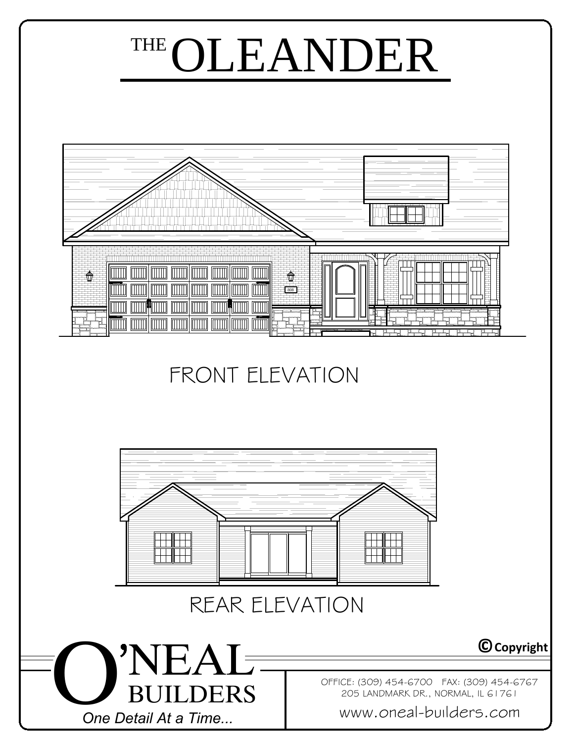# THE OLEANDER

FRONT ELEVATION

REAR ELEVATION

© Copyright

O'NEAL BUILDERS

*One Detail At a Time...*

OFFICE: (309) 454-6700 FAX: (309) 454-6767
205 LANDMARK DR., NORMAL, IL 61761

www.oneal-builders.com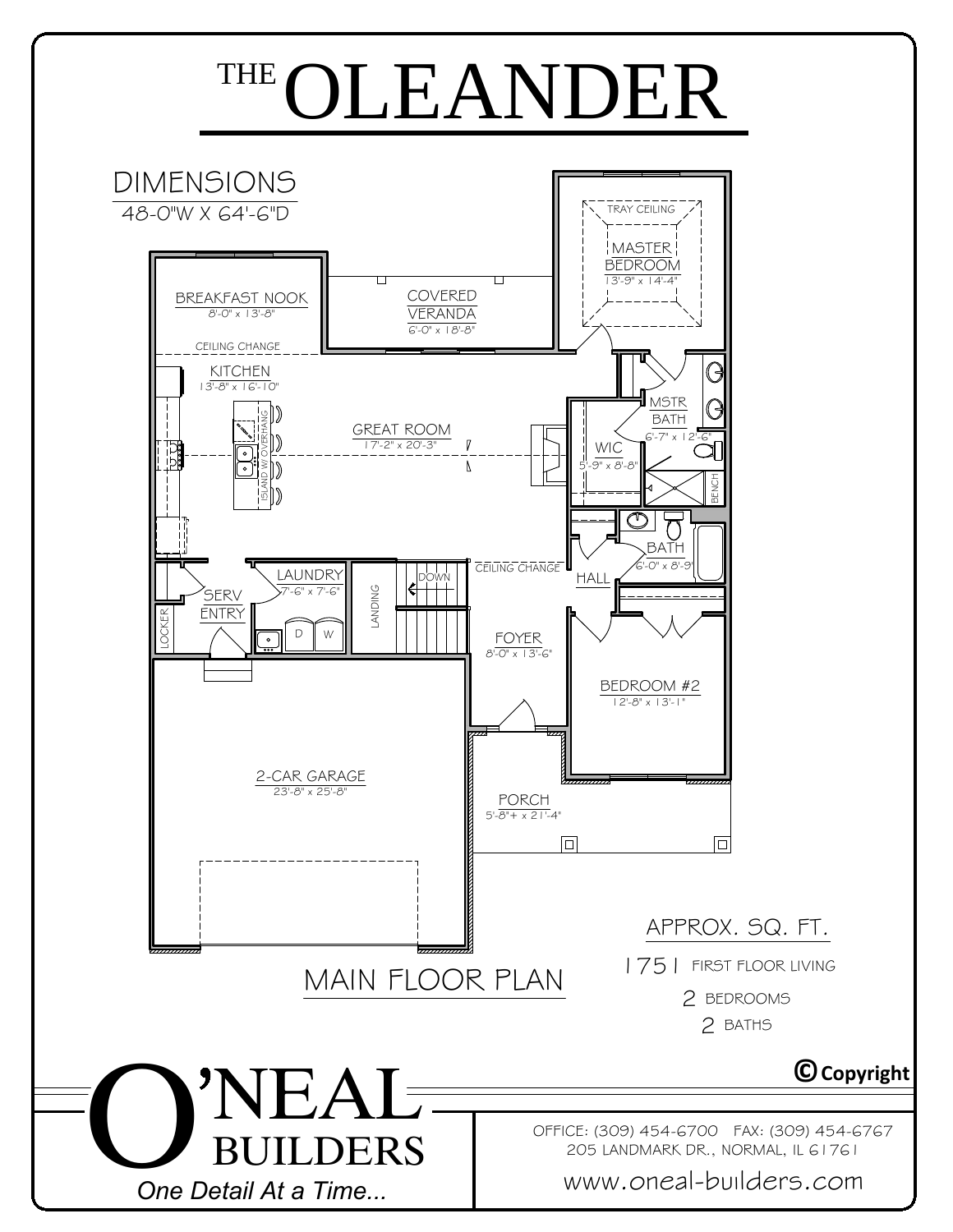# THE OLEANDER

**DIMENSIONS**
48-0"W X 64'-6"D

BREAKFAST NOOK
8'-0" x 13'-8"

COVERED VERANDA
6'-0" x 18'-8"

MASTER BEDROOM
13'-9" x 14'-4"

TRAY CEILING

CEILING CHANGE

KITCHEN
13'-8" x 16'-10"

ISLAND W/ OVERHANG

GREAT ROOM
17'-2" x 20'-3"

MSTR BATH
6'-7" x 12'-6"

WIC
5'-9" x 8'-8"

BENCH

BATH
6'-0" x 8'-9"

LAUNDRY
7'-6" x 7'-6"

D W

LANDING

DOWN

CEILING CHANGE

HALL

SERV ENTRY

LOCKER

FOYER
8'-0" x 13'-6"

BEDROOM #2
12'-8" x 13'-1"

2-CAR GARAGE
23'-8" x 25'-8"

PORCH
5'-8"+ x 21'-4"

MAIN FLOOR PLAN

**APPROX. SQ. FT.**

1751 FIRST FLOOR LIVING

2 BEDROOMS

2 BATHS

© Copyright

O'NEAL BUILDERS

*One Detail At a Time...*

OFFICE: (309) 454-6700 FAX: (309) 454-6767
205 LANDMARK DR., NORMAL, IL 61761

www.oneal-builders.com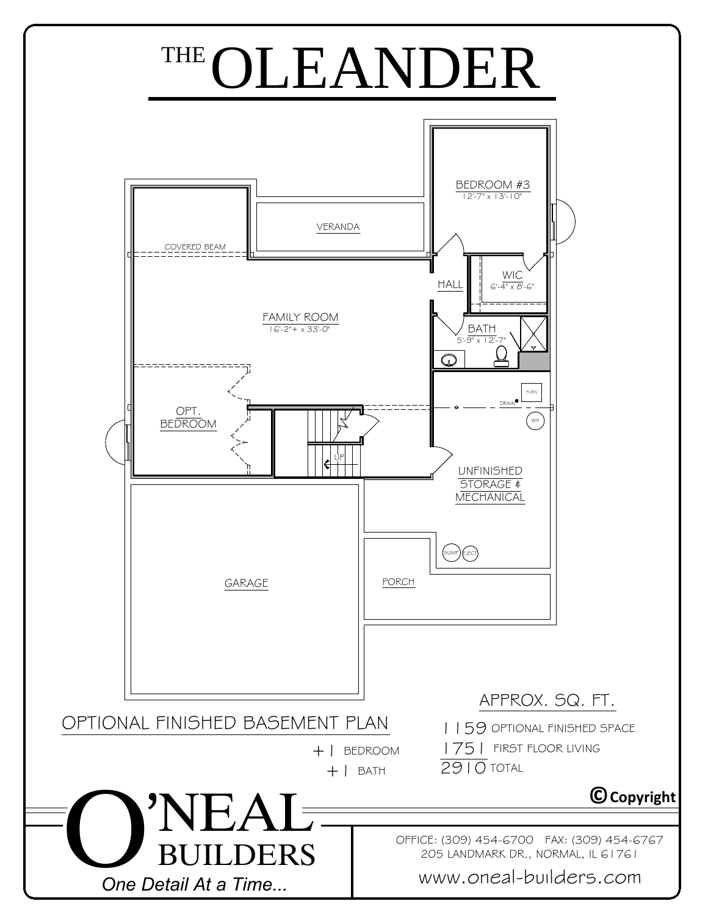# THE OLEANDER

BEDROOM #3
12'-7" x 13'-10"

VERANDA

COVERED BEAM

WIC
6'-4" x 8'-6"

HALL

FAMILY ROOM
16'-2"+ x 33'-0"

BATH
5'-9" x 12'-7"

FURN

DRAIN

WH

OPT. BEDROOM

UP

UNFINISHED STORAGE & MECHANICAL

SUMP

EJECT

GARAGE

PORCH

## OPTIONAL FINISHED BASEMENT PLAN

+1 BEDROOM
+1 BATH

## APPROX. SQ. FT.

1159 OPTIONAL FINISHED SPACE
1751 FIRST FLOOR LIVING
2910 TOTAL

© Copyright

O'NEAL BUILDERS
*One Detail At a Time...*

OFFICE: (309) 454-6700 FAX: (309) 454-6767
205 LANDMARK DR., NORMAL, IL 61761

www.oneal-builders.com